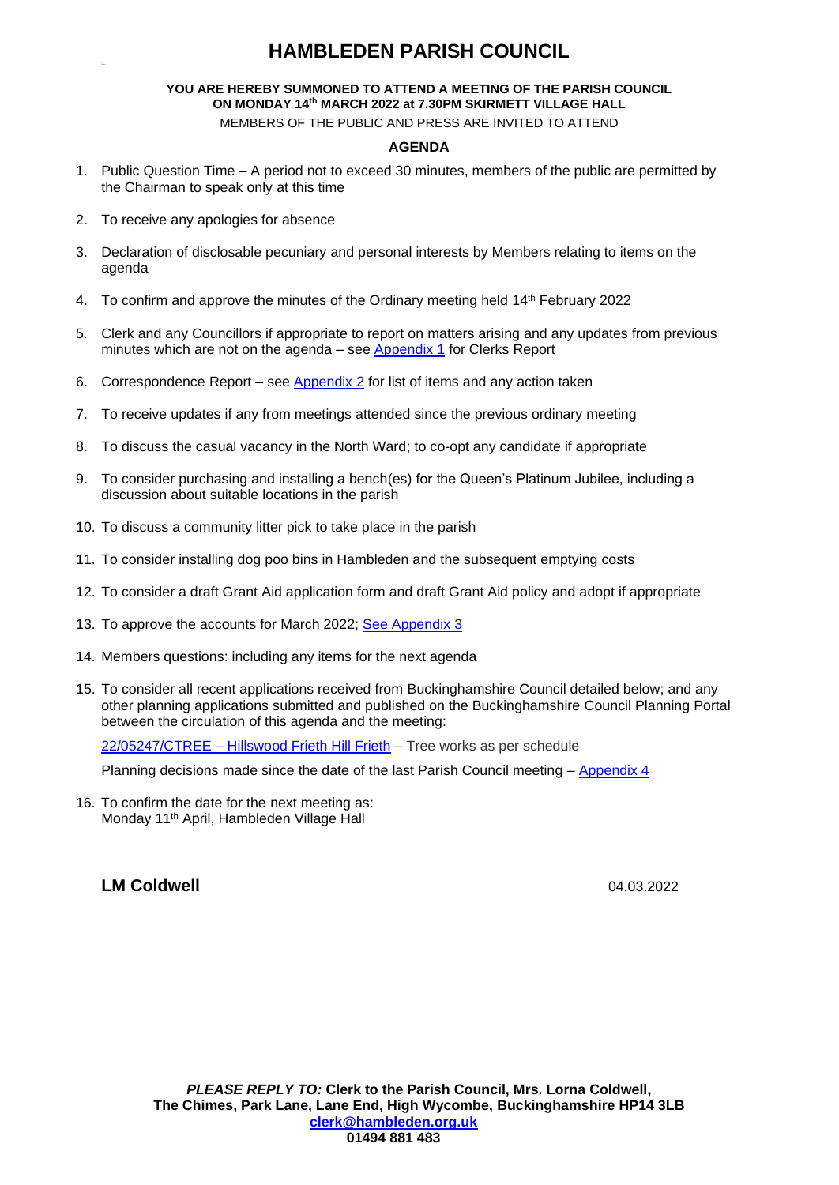# HAMBLEDEN PARISH COUNCIL

**YOU ARE HEREBY SUMMONED TO ATTEND A MEETING OF THE PARISH COUNCIL ON MONDAY 14th MARCH 2022 at 7.30PM SKIRMETT VILLAGE HALL**

MEMBERS OF THE PUBLIC AND PRESS ARE INVITED TO ATTEND

**AGENDA**

1. Public Question Time – A period not to exceed 30 minutes, members of the public are permitted by the Chairman to speak only at this time
2. To receive any apologies for absence
3. Declaration of disclosable pecuniary and personal interests by Members relating to items on the agenda
4. To confirm and approve the minutes of the Ordinary meeting held 14th February 2022
5. Clerk and any Councillors if appropriate to report on matters arising and any updates from previous minutes which are not on the agenda – see Appendix 1 for Clerks Report
6. Correspondence Report – see Appendix 2 for list of items and any action taken
7. To receive updates if any from meetings attended since the previous ordinary meeting
8. To discuss the casual vacancy in the North Ward; to co-opt any candidate if appropriate
9. To consider purchasing and installing a bench(es) for the Queen's Platinum Jubilee, including a discussion about suitable locations in the parish
10. To discuss a community litter pick to take place in the parish
11. To consider installing dog poo bins in Hambleden and the subsequent emptying costs
12. To consider a draft Grant Aid application form and draft Grant Aid policy and adopt if appropriate
13. To approve the accounts for March 2022; See Appendix 3
14. Members questions: including any items for the next agenda
15. To consider all recent applications received from Buckinghamshire Council detailed below; and any other planning applications submitted and published on the Buckinghamshire Council Planning Portal between the circulation of this agenda and the meeting:

    22/05247/CTREE – Hillswood Frieth Hill Frieth – Tree works as per schedule

    Planning decisions made since the date of the last Parish Council meeting – Appendix 4

16. To confirm the date for the next meeting as:
    Monday 11th April, Hambleden Village Hall

**LM Coldwell** 04.03.2022

***PLEASE REPLY TO:*** **Clerk to the Parish Council, Mrs. Lorna Coldwell,**
**The Chimes, Park Lane, Lane End, High Wycombe, Buckinghamshire HP14 3LB**
**clerk@hambleden.org.uk**
**01494 881 483**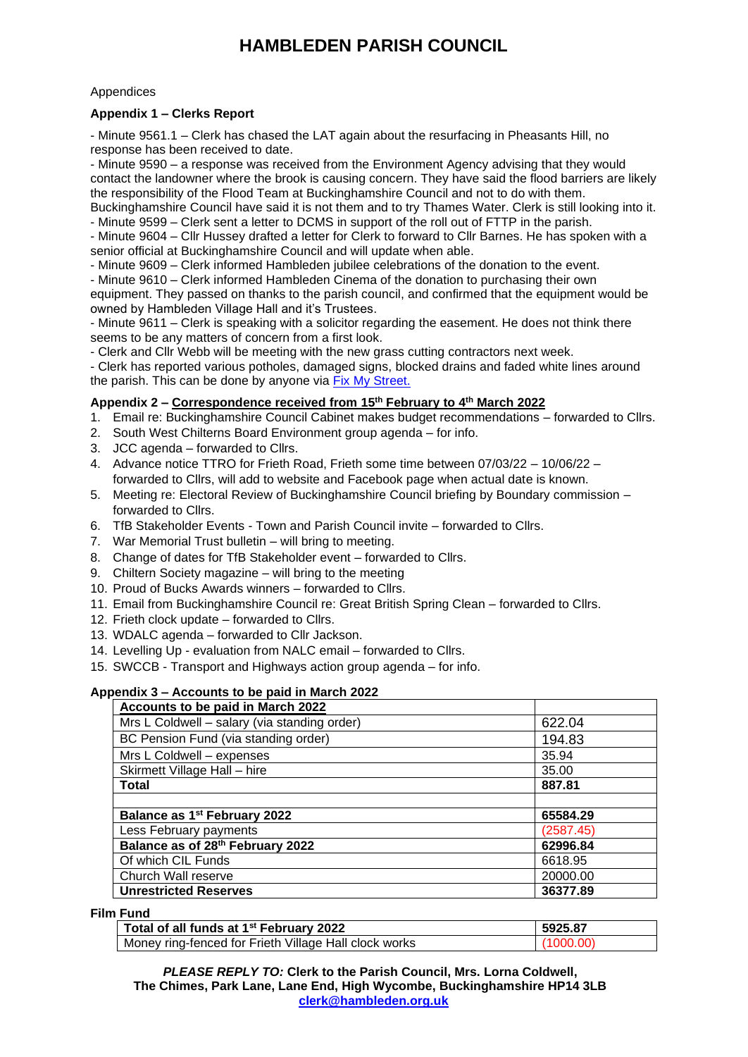Appendices

### Appendix 1 – Clerks Report

- Minute 9561.1 – Clerk has chased the LAT again about the resurfacing in Pheasants Hill, no response has been received to date.
- Minute 9590 – a response was received from the Environment Agency advising that they would contact the landowner where the brook is causing concern. They have said the flood barriers are likely the responsibility of the Flood Team at Buckinghamshire Council and not to do with them. Buckinghamshire Council have said it is not them and to try Thames Water. Clerk is still looking into it.
- Minute 9599 – Clerk sent a letter to DCMS in support of the roll out of FTTP in the parish.
- Minute 9604 – Cllr Hussey drafted a letter for Clerk to forward to Cllr Barnes. He has spoken with a senior official at Buckinghamshire Council and will update when able.
- Minute 9609 – Clerk informed Hambleden jubilee celebrations of the donation to the event.
- Minute 9610 – Clerk informed Hambleden Cinema of the donation to purchasing their own equipment. They passed on thanks to the parish council, and confirmed that the equipment would be owned by Hambleden Village Hall and it's Trustees.
- Minute 9611 – Clerk is speaking with a solicitor regarding the easement. He does not think there seems to be any matters of concern from a first look.
- Clerk and Cllr Webb will be meeting with the new grass cutting contractors next week.
- Clerk has reported various potholes, damaged signs, blocked drains and faded white lines around the parish. This can be done by anyone via Fix My Street.

### Appendix 2 – Correspondence received from 15th February to 4th March 2022

1. Email re: Buckinghamshire Council Cabinet makes budget recommendations – forwarded to Cllrs.
2. South West Chilterns Board Environment group agenda – for info.
3. JCC agenda – forwarded to Cllrs.
4. Advance notice TTRO for Frieth Road, Frieth some time between 07/03/22 – 10/06/22 – forwarded to Cllrs, will add to website and Facebook page when actual date is known.
5. Meeting re: Electoral Review of Buckinghamshire Council briefing by Boundary commission – forwarded to Cllrs.
6. TfB Stakeholder Events - Town and Parish Council invite – forwarded to Cllrs.
7. War Memorial Trust bulletin – will bring to meeting.
8. Change of dates for TfB Stakeholder event – forwarded to Cllrs.
9. Chiltern Society magazine – will bring to the meeting
10. Proud of Bucks Awards winners – forwarded to Cllrs.
11. Email from Buckinghamshire Council re: Great British Spring Clean – forwarded to Cllrs.
12. Frieth clock update – forwarded to Cllrs.
13. WDALC agenda – forwarded to Cllr Jackson.
14. Levelling Up - evaluation from NALC email – forwarded to Cllrs.
15. SWCCB - Transport and Highways action group agenda – for info.

### Appendix 3 – Accounts to be paid in March 2022

| **Accounts to be paid in March 2022** | |
|---|---|
| Mrs L Coldwell – salary (via standing order) | 622.04 |
| BC Pension Fund (via standing order) | 194.83 |
| Mrs L Coldwell – expenses | 35.94 |
| Skirmett Village Hall – hire | 35.00 |
| **Total** | **887.81** |
| | |
| **Balance as 1st February 2022** | **65584.29** |
| Less February payments | (2587.45) |
| **Balance as of 28th February 2022** | **62996.84** |
| Of which CIL Funds | 6618.95 |
| Church Wall reserve | 20000.00 |
| **Unrestricted Reserves** | **36377.89** |

**Film Fund**

| **Total of all funds at 1st February 2022** | **5925.87** |
|---|---|
| Money ring-fenced for Frieth Village Hall clock works | (1000.00) |

***PLEASE REPLY TO:*** **Clerk to the Parish Council, Mrs. Lorna Coldwell, The Chimes, Park Lane, Lane End, High Wycombe, Buckinghamshire HP14 3LB**
**clerk@hambleden.org.uk**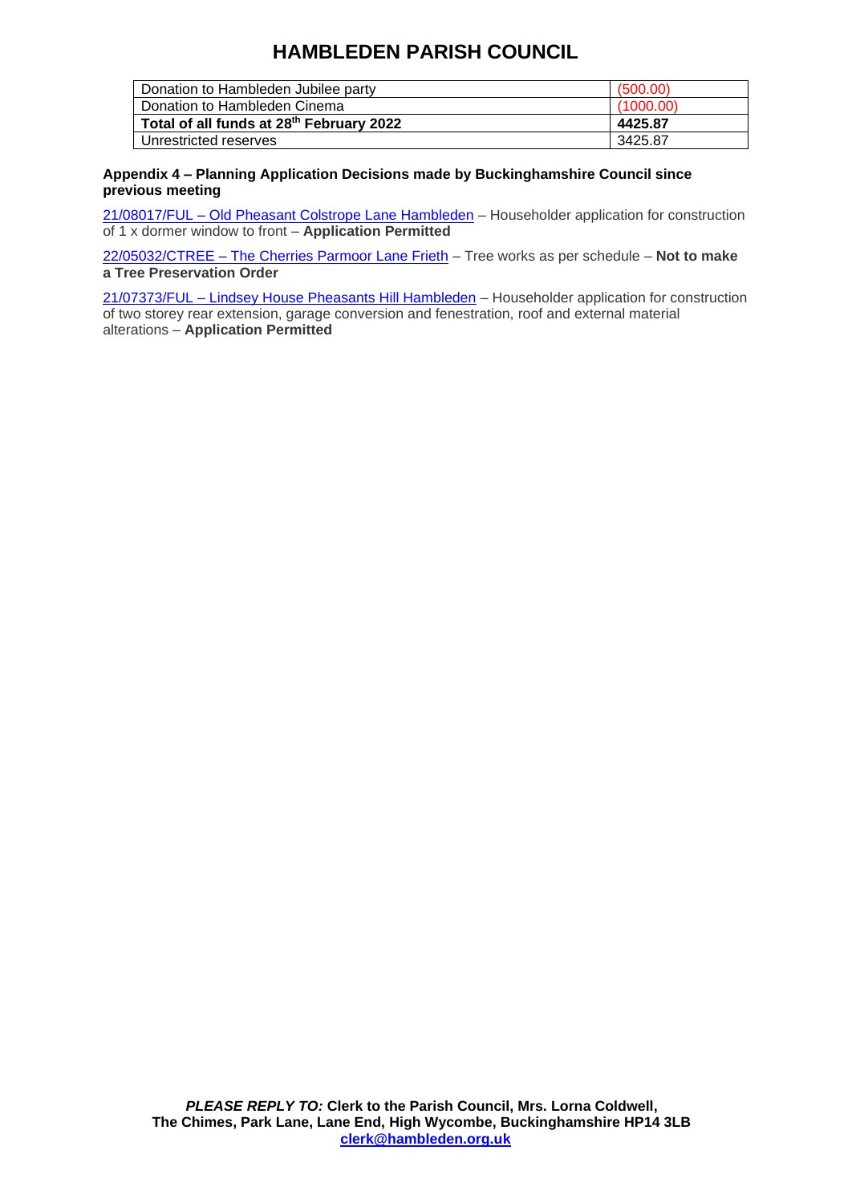| | |
|---|---|
| Donation to Hambleden Jubilee party | (500.00) |
| Donation to Hambleden Cinema | (1000.00) |
| **Total of all funds at 28th February 2022** | **4425.87** |
| Unrestricted reserves | 3425.87 |

**Appendix 4 – Planning Application Decisions made by Buckinghamshire Council since previous meeting**

21/08017/FUL – Old Pheasant Colstrope Lane Hambleden – Householder application for construction of 1 x dormer window to front – **Application Permitted**

22/05032/CTREE – The Cherries Parmoor Lane Frieth – Tree works as per schedule – **Not to make a Tree Preservation Order**

21/07373/FUL – Lindsey House Pheasants Hill Hambleden – Householder application for construction of two storey rear extension, garage conversion and fenestration, roof and external material alterations – **Application Permitted**

***PLEASE REPLY TO:*** **Clerk to the Parish Council, Mrs. Lorna Coldwell, The Chimes, Park Lane, Lane End, High Wycombe, Buckinghamshire HP14 3LB clerk@hambleden.org.uk**